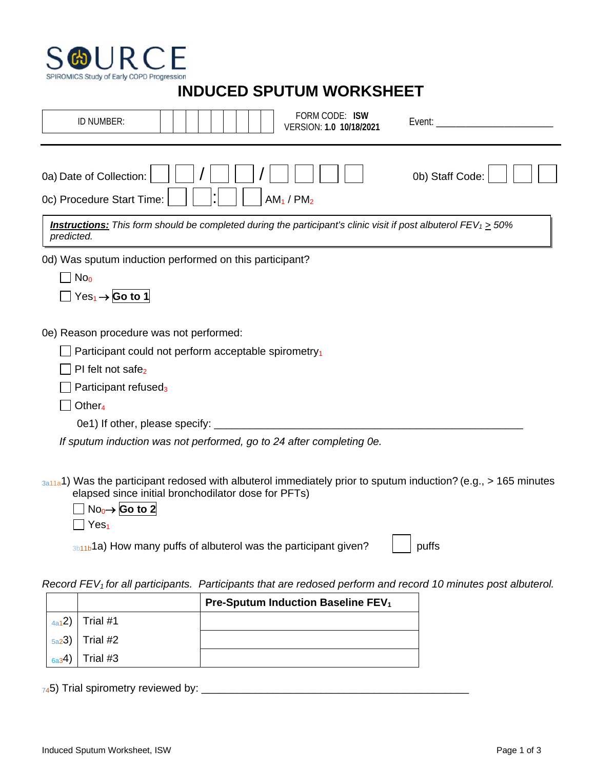SOURCE
SPIROMICS Study of Early COPD Progression

# INDUCED SPUTUM WORKSHEET

| ID NUMBER: | | | | | | | | | | FORM CODE: **ISW** VERSION: **1.0 10/18/2021** | Event: ______________________ |
|---|---|---|---|---|---|---|---|---|---|---|---|

0a) Date of Collection: ☐☐ / ☐☐ / ☐☐☐☐ 0b) Staff Code: ☐☐☐

0c) Procedure Start Time: ☐☐ : ☐☐ AM[1] / PM[2]

***Instructions:*** *This form should be completed during the participant's clinic visit if post albuterol $FEV_1 \geq 50\%$ predicted.*

0d) Was sputum induction performed on this participant?

- ☐ No[0]
- ☐ Yes[1] → **Go to 1**

0e) Reason procedure was not performed:

- ☐ Participant could not perform acceptable spirometry[1]
- ☐ PI felt not safe[2]
- ☐ Participant refused[3]
- ☐ Other[4]

0e1) If other, please specify: ______________________________________________________

*If sputum induction was not performed, go to 24 after completing 0e.*

3a11a1) Was the participant redosed with albuterol immediately prior to sputum induction? (e.g., > 165 minutes elapsed since initial bronchodilator dose for PFTs)

- ☐ No[0] → **Go to 2**
- ☐ Yes[1]

3b11b1a) How many puffs of albuterol was the participant given? ☐ puffs

*Record $FEV_1$ for all participants. Participants that are redosed perform and record 10 minutes post albuterol.*

| | | **Pre-Sputum Induction Baseline $FEV_1$** |
|---|---|---|
| 4a12) | Trial #1 | |
| 5a23) | Trial #2 | |
| 6a34) | Trial #3 | |

745) Trial spirometry reviewed by: ______________________________________________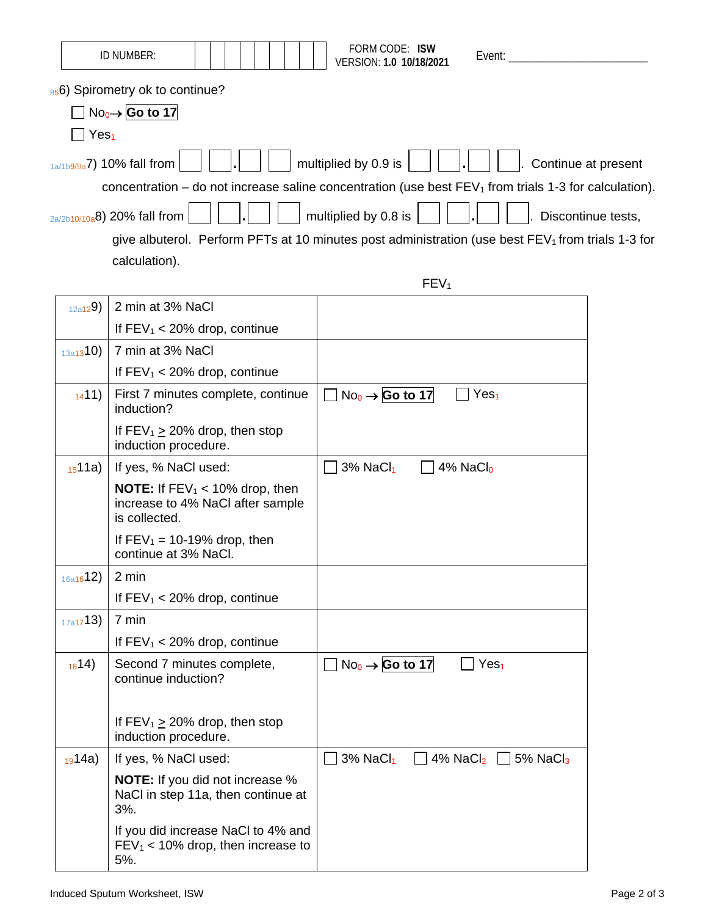| ID NUMBER: | | | | | | | | | | FORM CODE: **ISW** VERSION: **1.0 10/18/2021** | Event: ______________________ |
|---|---|---|---|---|---|---|---|---|---|---|---|

856) Spirometry ok to continue?

- ☐ No0→ **Go to 17**
- ☐ Yes1

1a/1b9/9a7) 10% fall from ☐ ☐.☐ ☐ multiplied by 0.9 is ☐ ☐.☐ ☐. Continue at present concentration – do not increase saline concentration (use best $FEV_1$ from trials 1-3 for calculation).

2a/2b10/10a8) 20% fall from ☐ ☐.☐ ☐ multiplied by 0.8 is ☐ ☐.☐ ☐. Discontinue tests, give albuterol. Perform PFTs at 10 minutes post administration (use best $FEV_1$ from trials 1-3 for calculation).

| | | $FEV_1$ |
|---|---|---|
| 12a129) | 2 min at 3% NaCl<br>If $FEV_1$ < 20% drop, continue | |
| 13a1310) | 7 min at 3% NaCl<br>If $FEV_1$ < 20% drop, continue | |
| 1411) | First 7 minutes complete, continue induction?<br>If $FEV_1 \geq$ 20% drop, then stop induction procedure. | ☐ No0 → **Go to 17** ☐ Yes1 |
| 1511a) | If yes, % NaCl used:<br>**NOTE:** If $FEV_1$ < 10% drop, then increase to 4% NaCl after sample is collected.<br>If $FEV_1$ = 10-19% drop, then continue at 3% NaCl. | ☐ 3% NaCl1 ☐ 4% NaCl0 |
| 16a1612) | 2 min<br>If $FEV_1$ < 20% drop, continue | |
| 17a1713) | 7 min<br>If $FEV_1$ < 20% drop, continue | |
| 1814) | Second 7 minutes complete, continue induction?<br>If $FEV_1 \geq$ 20% drop, then stop induction procedure. | ☐ No0 → **Go to 17** ☐ Yes1 |
| 1914a) | If yes, % NaCl used:<br>**NOTE:** If you did not increase % NaCl in step 11a, then continue at 3%.<br>If you did increase NaCl to 4% and $FEV_1$ < 10% drop, then increase to 5%. | ☐ 3% NaCl1 ☐ 4% NaCl2 ☐ 5% NaCl3 |

Induced Sputum Worksheet, ISW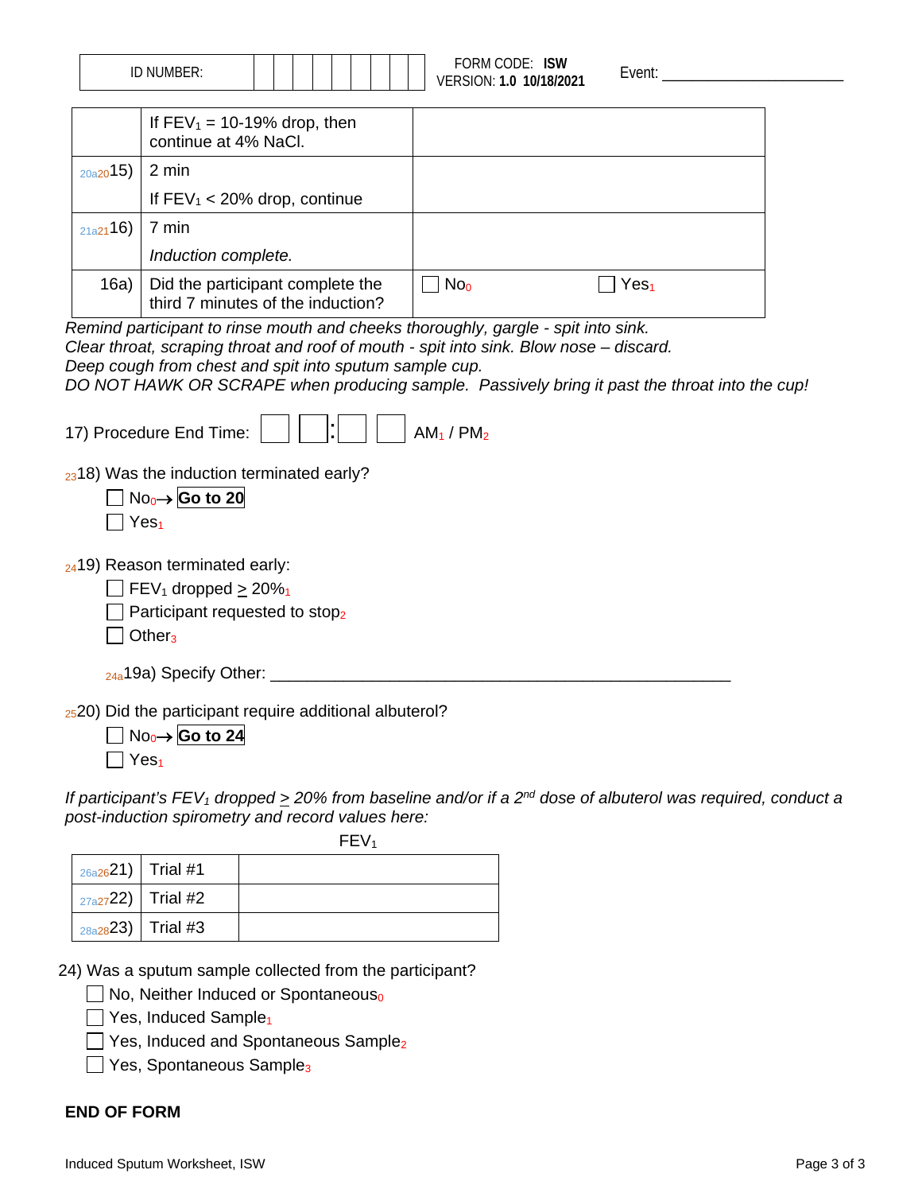| ID NUMBER: | | | | | | | | | | FORM CODE: **ISW** VERSION: **1.0 10/18/2021** | Event: ______________________ |
|---|---|---|---|---|---|---|---|---|---|---|---|

| | | | |
|---|---|---|---|
| | If $FEV_1$ = 10-19% drop, then continue at 4% NaCl. | | |
| 20a20 15) | 2 min<br>If $FEV_1$ < 20% drop, continue | | |
| 21a21 16) | 7 min<br>*Induction complete.* | | |
| 16a) | Did the participant complete the third 7 minutes of the induction? | ☐ No[0] | ☐ Yes[1] |

*Remind participant to rinse mouth and cheeks thoroughly, gargle - spit into sink.*
*Clear throat, scraping throat and roof of mouth - spit into sink. Blow nose – discard.*
*Deep cough from chest and spit into sputum sample cup.*
*DO NOT HAWK OR SCRAPE when producing sample. Passively bring it past the throat into the cup!*

17) Procedure End Time: ☐ ☐ : ☐ ☐ AM[1] / PM[2]

23 18) Was the induction terminated early?

- ☐ No[0] → **Go to 20**
- ☐ Yes[1]

24 19) Reason terminated early:

- ☐ $FEV_1$ dropped ≥ 20%[1]
- ☐ Participant requested to stop[2]
- ☐ Other[3]

24a 19a) Specify Other: ____________________________________________________

25 20) Did the participant require additional albuterol?

- ☐ No[0] → **Go to 24**
- ☐ Yes[1]

*If participant's $FEV_1$ dropped ≥ 20% from baseline and/or if a 2nd dose of albuterol was required, conduct a post-induction spirometry and record values here:*

| | | $FEV_1$ |
|---|---|---|
| 26a26 21) | Trial #1 | |
| 27a27 22) | Trial #2 | |
| 28a28 23) | Trial #3 | |

24) Was a sputum sample collected from the participant?

- ☐ No, Neither Induced or Spontaneous[0]
- ☐ Yes, Induced Sample[1]
- ☐ Yes, Induced and Spontaneous Sample[2]
- ☐ Yes, Spontaneous Sample[3]

**END OF FORM**

Induced Sputum Worksheet, ISW